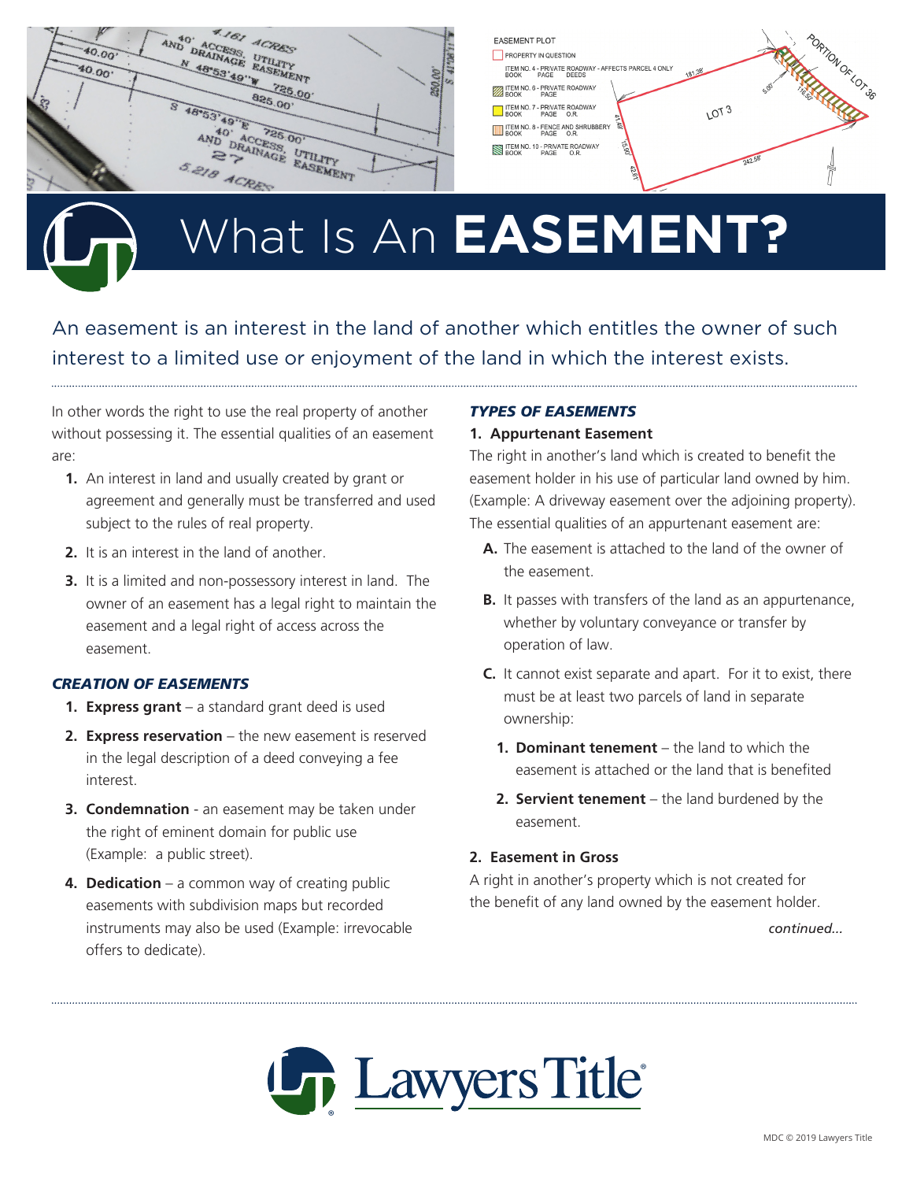# What Is An **EASEMENT?**

An easement is an interest in the land of another which entitles the owner of such interest to a limited use or enjoyment of the land in which the interest exists.

In other words the right to use the real property of another without possessing it. The essential qualities of an easement are:

1. An interest in land and usually created by grant or agreement and generally must be transferred and used subject to the rules of real property.
2. It is an interest in the land of another.
3. It is a limited and non-possessory interest in land. The owner of an easement has a legal right to maintain the easement and a legal right of access across the easement.

### *CREATION OF EASEMENTS*

1. **Express grant** – a standard grant deed is used
2. **Express reservation** – the new easement is reserved in the legal description of a deed conveying a fee interest.
3. **Condemnation** - an easement may be taken under the right of eminent domain for public use (Example: a public street).
4. **Dedication** – a common way of creating public easements with subdivision maps but recorded instruments may also be used (Example: irrevocable offers to dedicate).

### *TYPES OF EASEMENTS*

**1. Appurtenant Easement**

The right in another's land which is created to benefit the easement holder in his use of particular land owned by him. (Example: A driveway easement over the adjoining property). The essential qualities of an appurtenant easement are:

A. The easement is attached to the land of the owner of the easement.

B. It passes with transfers of the land as an appurtenance, whether by voluntary conveyance or transfer by operation of law.

C. It cannot exist separate and apart. For it to exist, there must be at least two parcels of land in separate ownership:

1. **Dominant tenement** – the land to which the easement is attached or the land that is benefited
2. **Servient tenement** – the land burdened by the easement.

**2. Easement in Gross**

A right in another's property which is not created for the benefit of any land owned by the easement holder.

*continued...*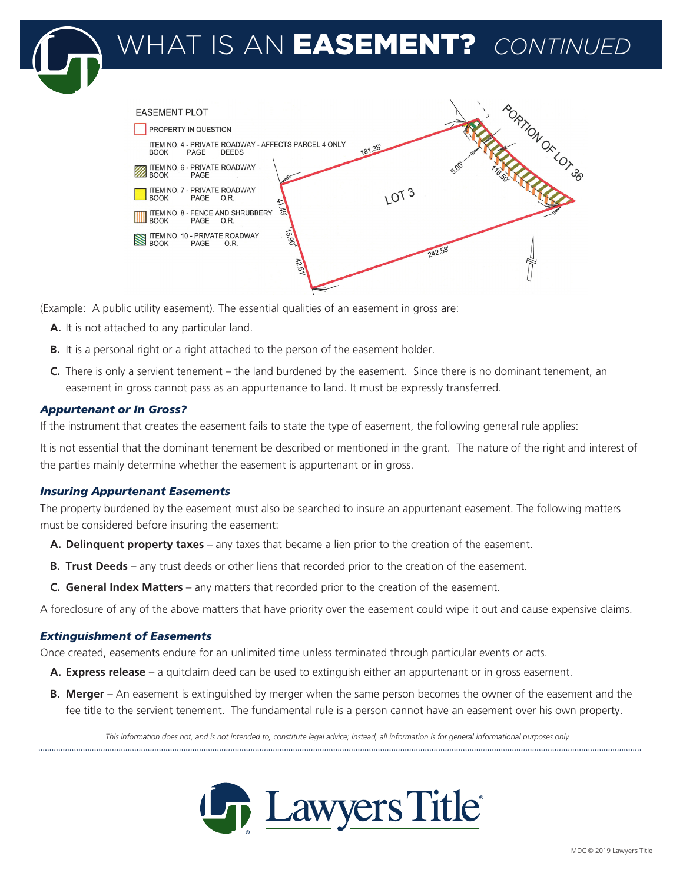# WHAT IS AN **EASEMENT?** *CONTINUED*

EASEMENT PLOT

PROPERTY IN QUESTION

ITEM NO. 4 - PRIVATE ROADWAY - AFFECTS PARCEL 4 ONLY
BOOK PAGE DEEDS

ITEM NO. 6 - PRIVATE ROADWAY
BOOK PAGE

ITEM NO. 7 - PRIVATE ROADWAY
BOOK PAGE O.R.

ITEM NO. 8 - FENCE AND SHRUBBERY
BOOK PAGE O.R.

ITEM NO. 10 - PRIVATE ROADWAY
BOOK PAGE O.R.

LOT 3

PORTION OF LOT 36

181.38'

5.00'

116.50'

41.49'

15.90'

42.61'

242.58'

(Example: A public utility easement). The essential qualities of an easement in gross are:

**A.** It is not attached to any particular land.

**B.** It is a personal right or a right attached to the person of the easement holder.

**C.** There is only a servient tenement – the land burdened by the easement. Since there is no dominant tenement, an easement in gross cannot pass as an appurtenance to land. It must be expressly transferred.

### *Appurtenant or In Gross?*

If the instrument that creates the easement fails to state the type of easement, the following general rule applies:

It is not essential that the dominant tenement be described or mentioned in the grant. The nature of the right and interest of the parties mainly determine whether the easement is appurtenant or in gross.

### *Insuring Appurtenant Easements*

The property burdened by the easement must also be searched to insure an appurtenant easement. The following matters must be considered before insuring the easement:

**A. Delinquent property taxes** – any taxes that became a lien prior to the creation of the easement.

**B. Trust Deeds** – any trust deeds or other liens that recorded prior to the creation of the easement.

**C. General Index Matters** – any matters that recorded prior to the creation of the easement.

A foreclosure of any of the above matters that have priority over the easement could wipe it out and cause expensive claims.

### *Extinguishment of Easements*

Once created, easements endure for an unlimited time unless terminated through particular events or acts.

**A. Express release** – a quitclaim deed can be used to extinguish either an appurtenant or in gross easement.

**B. Merger** – An easement is extinguished by merger when the same person becomes the owner of the easement and the fee title to the servient tenement. The fundamental rule is a person cannot have an easement over his own property.

*This information does not, and is not intended to, constitute legal advice; instead, all information is for general informational purposes only.*

Lawyers Title

MDC © 2019 Lawyers Title